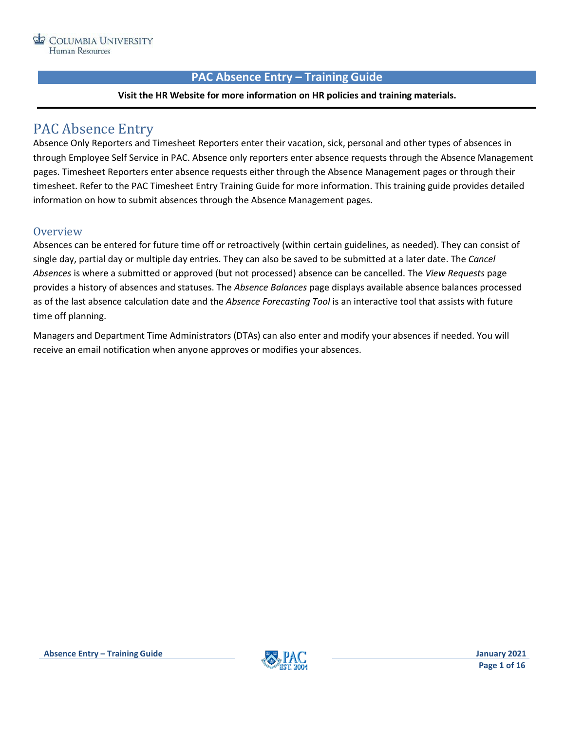# PAC Absence Entry – Training Guide

**Visit the HR Website for more information on HR policies and training materials.**

## PAC Absence Entry

Absence Only Reporters and Timesheet Reporters enter their vacation, sick, personal and other types of absences in through Employee Self Service in PAC. Absence only reporters enter absence requests through the Absence Management pages. Timesheet Reporters enter absence requests either through the Absence Management pages or through their timesheet. Refer to the PAC Timesheet Entry Training Guide for more information. This training guide provides detailed information on how to submit absences through the Absence Management pages.

### Overview

Absences can be entered for future time off or retroactively (within certain guidelines, as needed). They can consist of single day, partial day or multiple day entries. They can also be saved to be submitted at a later date. The *Cancel Absences* is where a submitted or approved (but not processed) absence can be cancelled. The *View Requests* page provides a history of absences and statuses. The *Absence Balances* page displays available absence balances processed as of the last absence calculation date and the *Absence Forecasting Tool* is an interactive tool that assists with future time off planning.

Managers and Department Time Administrators (DTAs) can also enter and modify your absences if needed. You will receive an email notification when anyone approves or modifies your absences.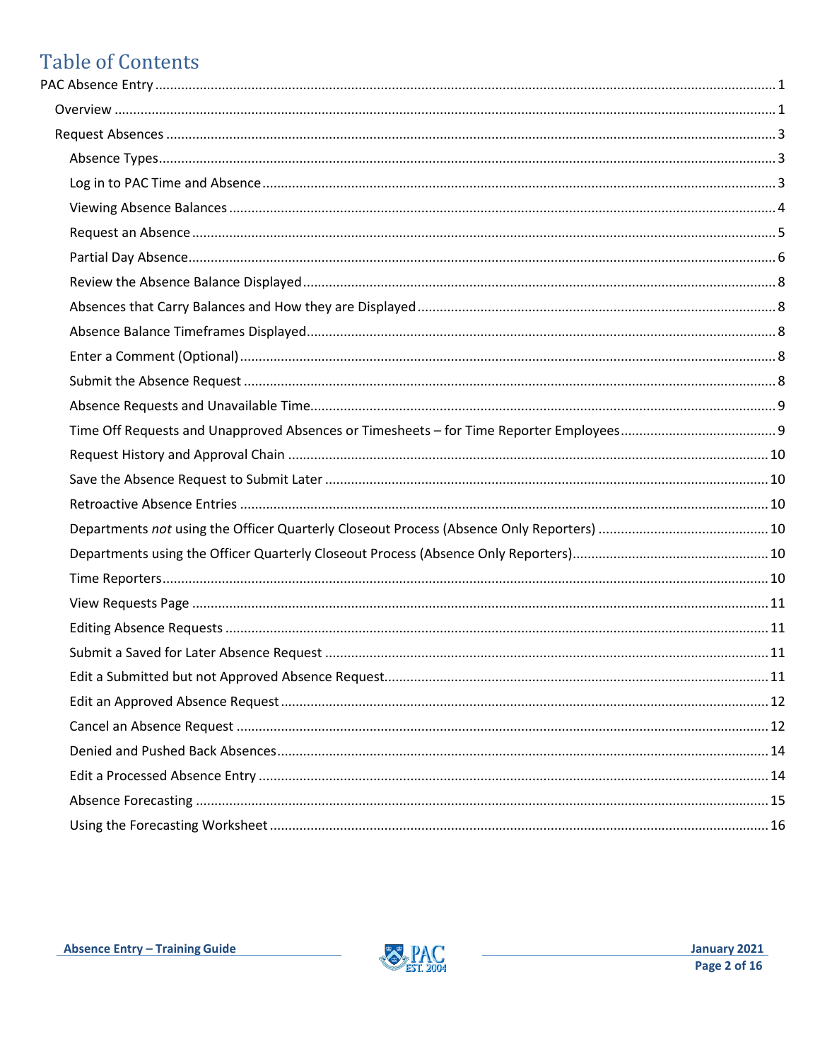# Table of Contents

PAC Absence Entry ..... 1

- Overview ..... 1
- Request Absences ..... 3
  - Absence Types ..... 3
  - Log in to PAC Time and Absence ..... 3
  - Viewing Absence Balances ..... 4
  - Request an Absence ..... 5
  - Partial Day Absence ..... 6
  - Review the Absence Balance Displayed ..... 8
  - Absences that Carry Balances and How they are Displayed ..... 8
  - Absence Balance Timeframes Displayed ..... 8
  - Enter a Comment (Optional) ..... 8
  - Submit the Absence Request ..... 8
  - Absence Requests and Unavailable Time ..... 9
  - Time Off Requests and Unapproved Absences or Timesheets – for Time Reporter Employees ..... 9
  - Request History and Approval Chain ..... 10
  - Save the Absence Request to Submit Later ..... 10
  - Retroactive Absence Entries ..... 10
  - Departments *not* using the Officer Quarterly Closeout Process (Absence Only Reporters) ..... 10
  - Departments using the Officer Quarterly Closeout Process (Absence Only Reporters) ..... 10
  - Time Reporters ..... 10
  - View Requests Page ..... 11
  - Editing Absence Requests ..... 11
  - Submit a Saved for Later Absence Request ..... 11
  - Edit a Submitted but not Approved Absence Request ..... 11
  - Edit an Approved Absence Request ..... 12
  - Cancel an Absence Request ..... 12
  - Denied and Pushed Back Absences ..... 14
  - Edit a Processed Absence Entry ..... 14
  - Absence Forecasting ..... 15
  - Using the Forecasting Worksheet ..... 16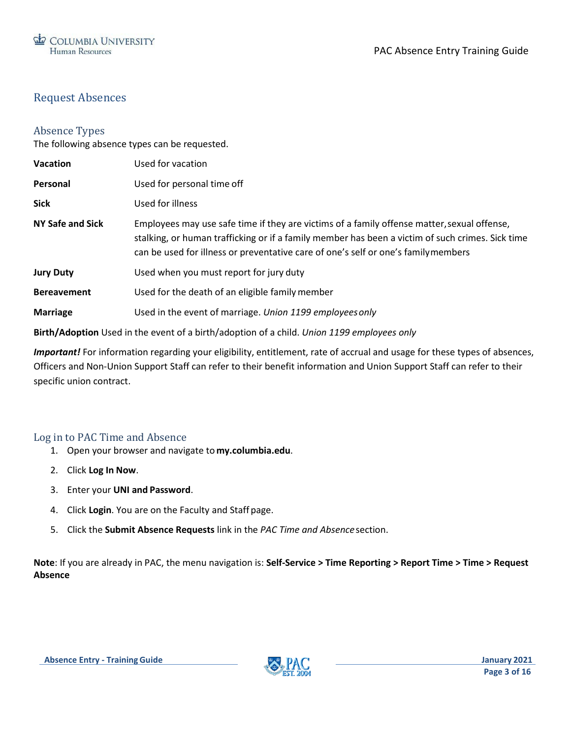## Request Absences

### Absence Types

The following absence types can be requested.

**Vacation** Used for vacation

**Personal** Used for personal time off

**Sick** Used for illness

**NY Safe and Sick** Employees may use safe time if they are victims of a family offense matter, sexual offense, stalking, or human trafficking or if a family member has been a victim of such crimes. Sick time can be used for illness or preventative care of one's self or one's family members

**Jury Duty** Used when you must report for jury duty

**Bereavement** Used for the death of an eligible family member

**Marriage** Used in the event of marriage. *Union 1199 employees only*

**Birth/Adoption** Used in the event of a birth/adoption of a child. *Union 1199 employees only*

***Important!*** For information regarding your eligibility, entitlement, rate of accrual and usage for these types of absences, Officers and Non-Union Support Staff can refer to their benefit information and Union Support Staff can refer to their specific union contract.

### Log in to PAC Time and Absence

1. Open your browser and navigate to **my.columbia.edu**.
2. Click **Log In Now**.
3. Enter your **UNI and Password**.
4. Click **Login**. You are on the Faculty and Staff page.
5. Click the **Submit Absence Requests** link in the *PAC Time and Absence* section.

**Note**: If you are already in PAC, the menu navigation is: **Self-Service > Time Reporting > Report Time > Time > Request Absence**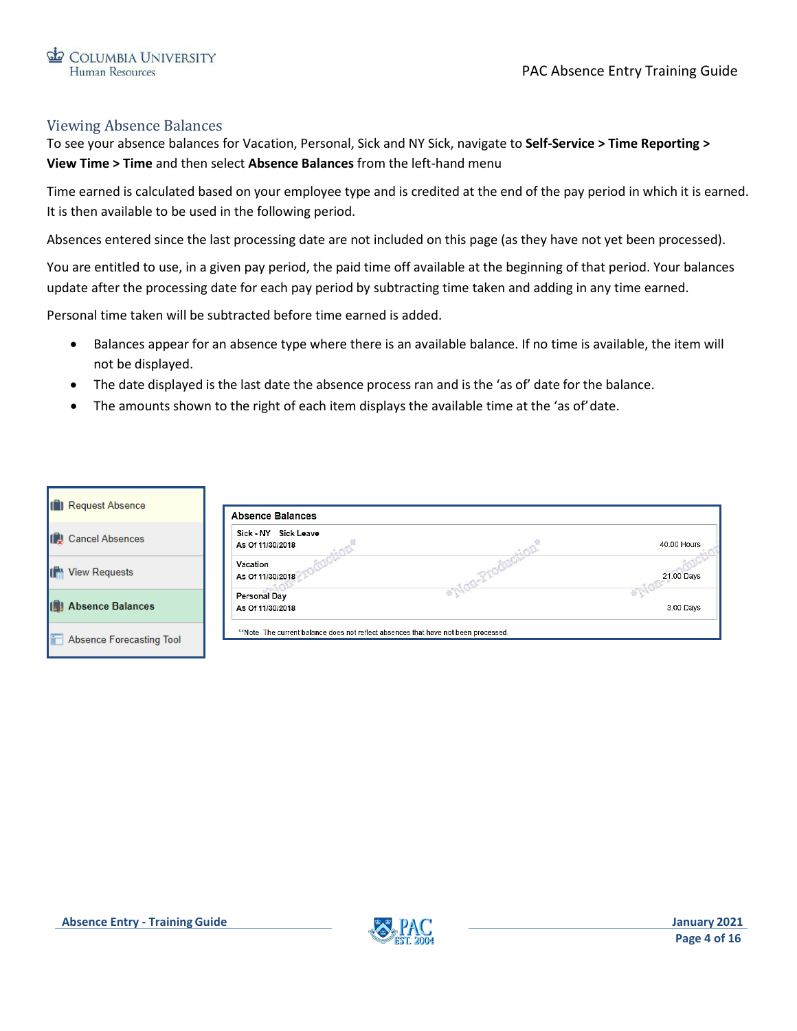## Viewing Absence Balances

To see your absence balances for Vacation, Personal, Sick and NY Sick, navigate to **Self-Service > Time Reporting > View Time > Time** and then select **Absence Balances** from the left-hand menu

Time earned is calculated based on your employee type and is credited at the end of the pay period in which it is earned. It is then available to be used in the following period.

Absences entered since the last processing date are not included on this page (as they have not yet been processed).

You are entitled to use, in a given pay period, the paid time off available at the beginning of that period. Your balances update after the processing date for each pay period by subtracting time taken and adding in any time earned.

Personal time taken will be subtracted before time earned is added.

- Balances appear for an absence type where there is an available balance. If no time is available, the item will not be displayed.
- The date displayed is the last date the absence process ran and is the 'as of' date for the balance.
- The amounts shown to the right of each item displays the available time at the 'as of' date.

- Request Absence
- Cancel Absences
- View Requests
- **Absence Balances**
- Absence Forecasting Tool

**Absence Balances**

| Absence Type | Balance |
| --- | --- |
| Sick - NY Sick Leave<br>As Of 11/30/2018 | 40.00 Hours |
| Vacation<br>As Of 11/30/2018 | 21.00 Days |
| Personal Day<br>As Of 11/30/2018 | 3.00 Days |

**Note The current balance does not reflect absences that have not been processed.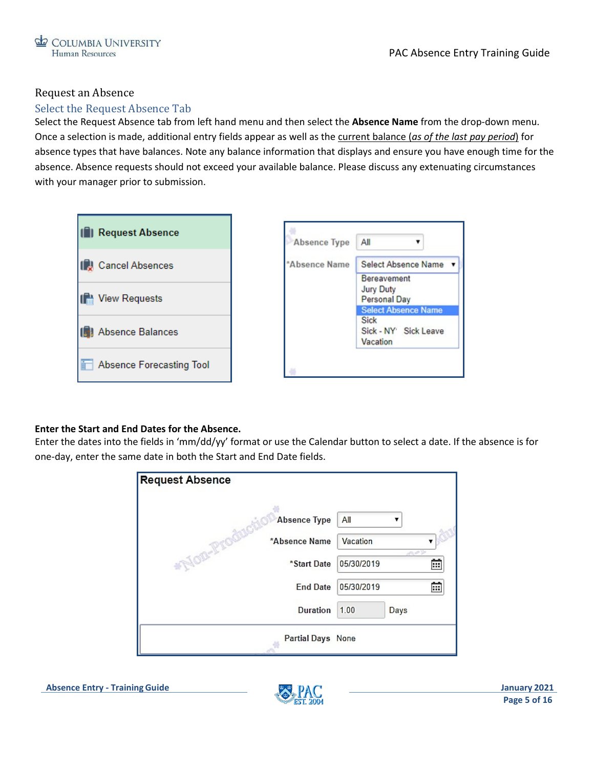## Request an Absence

### Select the Request Absence Tab

Select the Request Absence tab from left hand menu and then select the **Absence Name** from the drop-down menu. Once a selection is made, additional entry fields appear as well as the current balance (*as of the last pay period*) for absence types that have balances. Note any balance information that displays and ensure you have enough time for the absence. Absence requests should not exceed your available balance. Please discuss any extenuating circumstances with your manager prior to submission.

**Enter the Start and End Dates for the Absence.**

Enter the dates into the fields in 'mm/dd/yy' format or use the Calendar button to select a date. If the absence is for one-day, enter the same date in both the Start and End Date fields.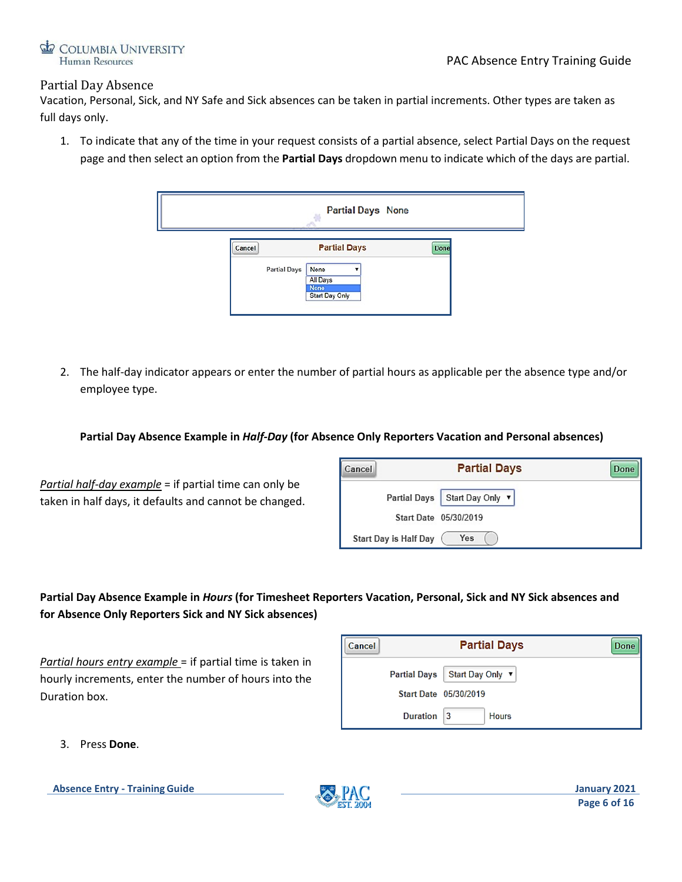## Partial Day Absence

Vacation, Personal, Sick, and NY Safe and Sick absences can be taken in partial increments. Other types are taken as full days only.

1. To indicate that any of the time in your request consists of a partial absence, select Partial Days on the request page and then select an option from the **Partial Days** dropdown menu to indicate which of the days are partial.

2. The half-day indicator appears or enter the number of partial hours as applicable per the absence type and/or employee type.

**Partial Day Absence Example in *Half-Day* (for Absence Only Reporters Vacation and Personal absences)**

*Partial half-day example* = if partial time can only be taken in half days, it defaults and cannot be changed.

**Partial Day Absence Example in *Hours* (for Timesheet Reporters Vacation, Personal, Sick and NY Sick absences and for Absence Only Reporters Sick and NY Sick absences)**

*Partial hours entry example* = if partial time is taken in hourly increments, enter the number of hours into the Duration box.

3. Press **Done**.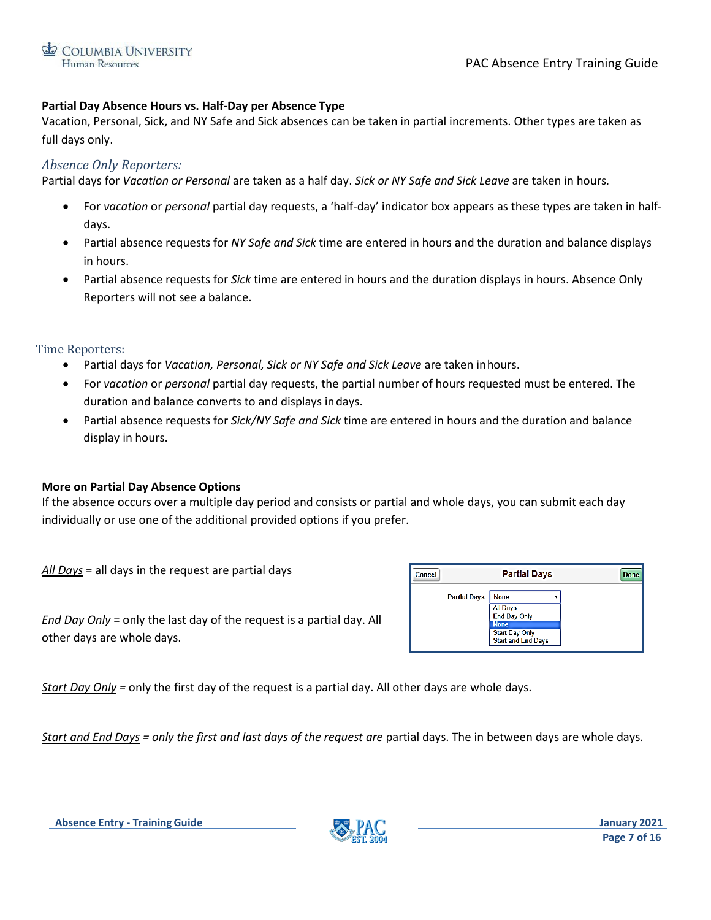**Partial Day Absence Hours vs. Half-Day per Absence Type**

Vacation, Personal, Sick, and NY Safe and Sick absences can be taken in partial increments. Other types are taken as full days only.

### *Absence Only Reporters:*

Partial days for *Vacation or Personal* are taken as a half day. *Sick or NY Safe and Sick Leave* are taken in hours.

- For *vacation* or *personal* partial day requests, a 'half-day' indicator box appears as these types are taken in half-days.
- Partial absence requests for *NY Safe and Sick* time are entered in hours and the duration and balance displays in hours.
- Partial absence requests for *Sick* time are entered in hours and the duration displays in hours. Absence Only Reporters will not see a balance.

### Time Reporters:

- Partial days for *Vacation, Personal, Sick or NY Safe and Sick Leave* are taken in hours.
- For *vacation* or *personal* partial day requests, the partial number of hours requested must be entered. The duration and balance converts to and displays in days.
- Partial absence requests for *Sick/NY Safe and Sick* time are entered in hours and the duration and balance display in hours.

**More on Partial Day Absence Options**

If the absence occurs over a multiple day period and consists or partial and whole days, you can submit each day individually or use one of the additional provided options if you prefer.

*All Days* = all days in the request are partial days

*End Day Only* = only the last day of the request is a partial day. All other days are whole days.

*Start Day Only* = only the first day of the request is a partial day. All other days are whole days.

*Start and End Days* = *only the first and last days of the request are* partial days. The in between days are whole days.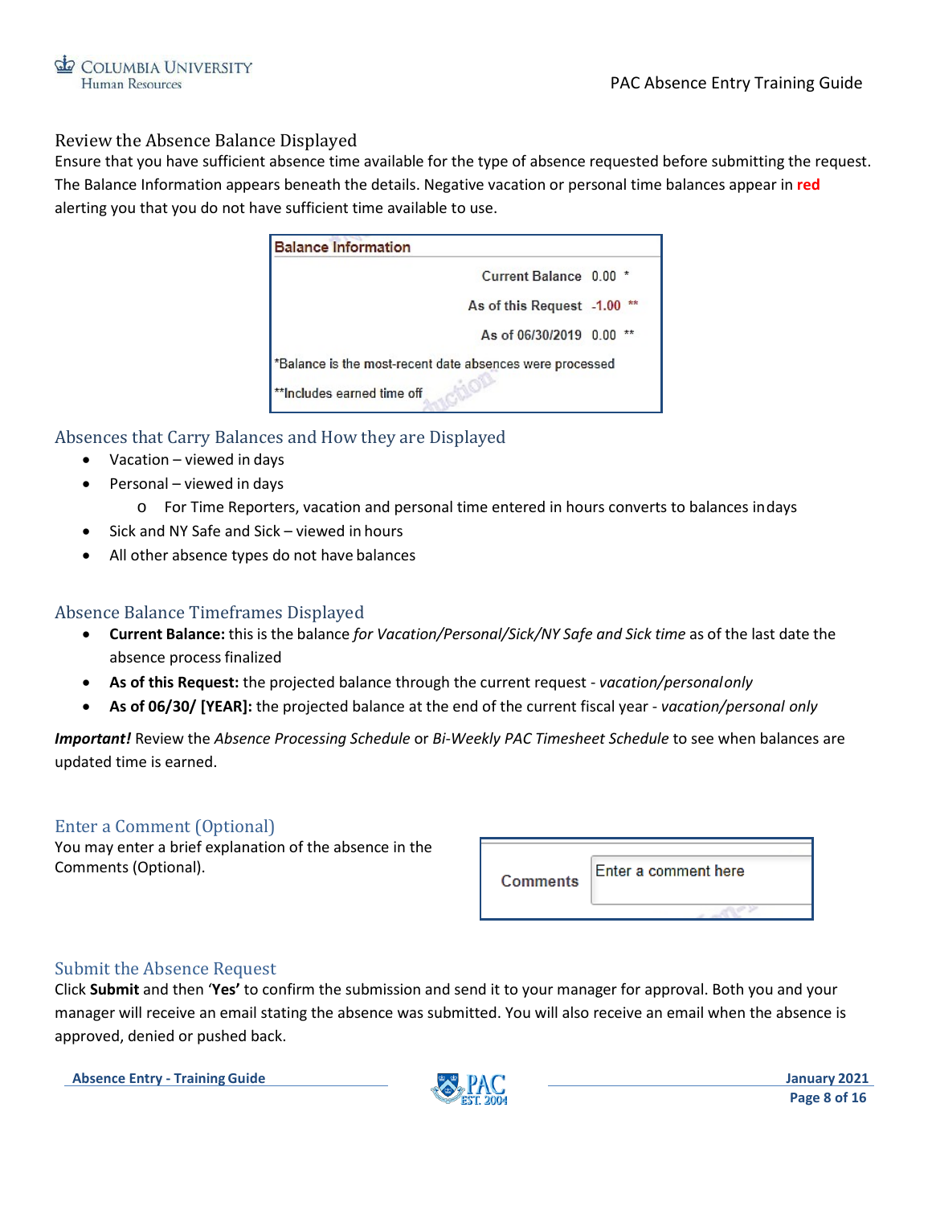## Review the Absence Balance Displayed

Ensure that you have sufficient absence time available for the type of absence requested before submitting the request. The Balance Information appears beneath the details. Negative vacation or personal time balances appear in **red** alerting you that you do not have sufficient time available to use.

| Balance Information | |
|---|---|
| Current Balance | 0.00 * |
| As of this Request | -1.00 ** |
| As of 06/30/2019 | 0.00 ** |

*Balance is the most-recent date absences were processed

**Includes earned time off

## Absences that Carry Balances and How they are Displayed

- Vacation – viewed in days
- Personal – viewed in days
  - For Time Reporters, vacation and personal time entered in hours converts to balances in days
- Sick and NY Safe and Sick – viewed in hours
- All other absence types do not have balances

## Absence Balance Timeframes Displayed

- **Current Balance:** this is the balance *for Vacation/Personal/Sick/NY Safe and Sick time* as of the last date the absence process finalized
- **As of this Request:** the projected balance through the current request - *vacation/personal only*
- **As of 06/30/ [YEAR]:** the projected balance at the end of the current fiscal year - *vacation/personal only*

***Important!*** Review the *Absence Processing Schedule* or *Bi-Weekly PAC Timesheet Schedule* to see when balances are updated time is earned.

## Enter a Comment (Optional)

You may enter a brief explanation of the absence in the Comments (Optional).

| Comments | Enter a comment here |
|---|---|

## Submit the Absence Request

Click **Submit** and then **'Yes'** to confirm the submission and send it to your manager for approval. Both you and your manager will receive an email stating the absence was submitted. You will also receive an email when the absence is approved, denied or pushed back.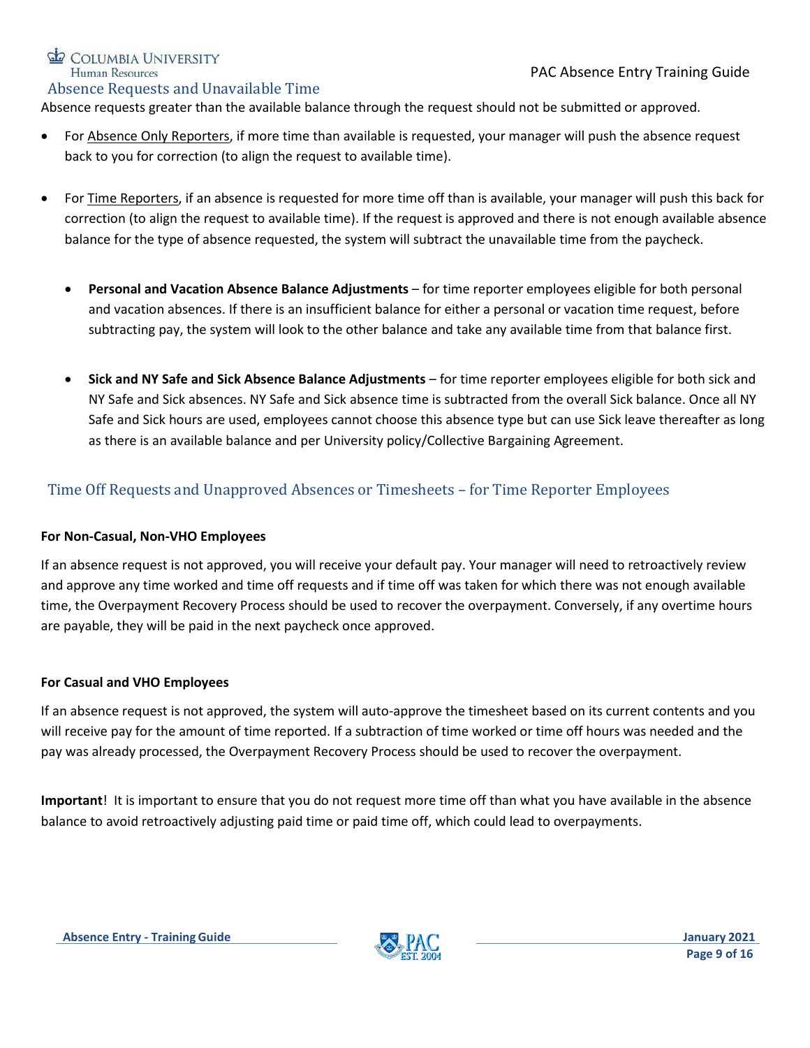## Absence Requests and Unavailable Time

Absence requests greater than the available balance through the request should not be submitted or approved.

- For Absence Only Reporters, if more time than available is requested, your manager will push the absence request back to you for correction (to align the request to available time).

- For Time Reporters, if an absence is requested for more time off than is available, your manager will push this back for correction (to align the request to available time). If the request is approved and there is not enough available absence balance for the type of absence requested, the system will subtract the unavailable time from the paycheck.

  - **Personal and Vacation Absence Balance Adjustments** – for time reporter employees eligible for both personal and vacation absences. If there is an insufficient balance for either a personal or vacation time request, before subtracting pay, the system will look to the other balance and take any available time from that balance first.

  - **Sick and NY Safe and Sick Absence Balance Adjustments** – for time reporter employees eligible for both sick and NY Safe and Sick absences. NY Safe and Sick absence time is subtracted from the overall Sick balance. Once all NY Safe and Sick hours are used, employees cannot choose this absence type but can use Sick leave thereafter as long as there is an available balance and per University policy/Collective Bargaining Agreement.

## Time Off Requests and Unapproved Absences or Timesheets – for Time Reporter Employees

**For Non-Casual, Non-VHO Employees**

If an absence request is not approved, you will receive your default pay. Your manager will need to retroactively review and approve any time worked and time off requests and if time off was taken for which there was not enough available time, the Overpayment Recovery Process should be used to recover the overpayment. Conversely, if any overtime hours are payable, they will be paid in the next paycheck once approved.

**For Casual and VHO Employees**

If an absence request is not approved, the system will auto-approve the timesheet based on its current contents and you will receive pay for the amount of time reported. If a subtraction of time worked or time off hours was needed and the pay was already processed, the Overpayment Recovery Process should be used to recover the overpayment.

**Important**! It is important to ensure that you do not request more time off than what you have available in the absence balance to avoid retroactively adjusting paid time or paid time off, which could lead to overpayments.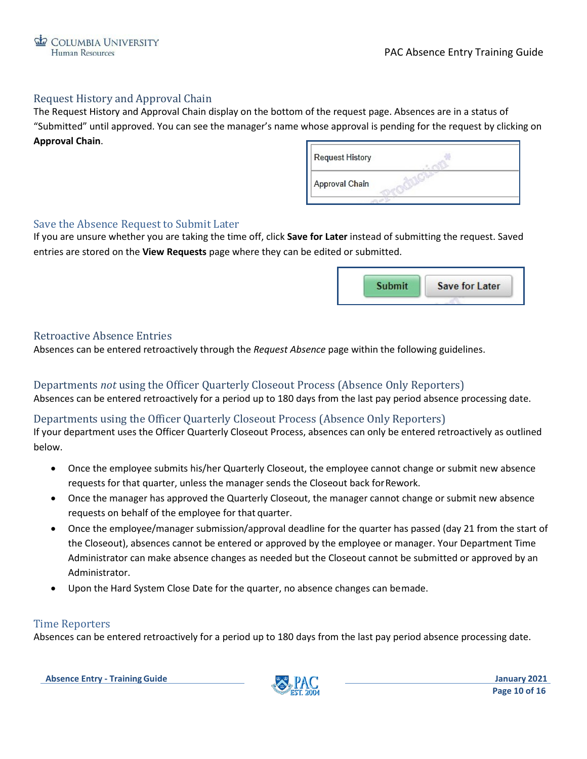## Request History and Approval Chain

The Request History and Approval Chain display on the bottom of the request page. Absences are in a status of "Submitted" until approved. You can see the manager's name whose approval is pending for the request by clicking on **Approval Chain**.

## Save the Absence Request to Submit Later

If you are unsure whether you are taking the time off, click **Save for Later** instead of submitting the request. Saved entries are stored on the **View Requests** page where they can be edited or submitted.

## Retroactive Absence Entries

Absences can be entered retroactively through the *Request Absence* page within the following guidelines.

### Departments *not* using the Officer Quarterly Closeout Process (Absence Only Reporters)

Absences can be entered retroactively for a period up to 180 days from the last pay period absence processing date.

### Departments using the Officer Quarterly Closeout Process (Absence Only Reporters)

If your department uses the Officer Quarterly Closeout Process, absences can only be entered retroactively as outlined below.

- Once the employee submits his/her Quarterly Closeout, the employee cannot change or submit new absence requests for that quarter, unless the manager sends the Closeout back for Rework.
- Once the manager has approved the Quarterly Closeout, the manager cannot change or submit new absence requests on behalf of the employee for that quarter.
- Once the employee/manager submission/approval deadline for the quarter has passed (day 21 from the start of the Closeout), absences cannot be entered or approved by the employee or manager. Your Department Time Administrator can make absence changes as needed but the Closeout cannot be submitted or approved by an Administrator.
- Upon the Hard System Close Date for the quarter, no absence changes can be made.

### Time Reporters

Absences can be entered retroactively for a period up to 180 days from the last pay period absence processing date.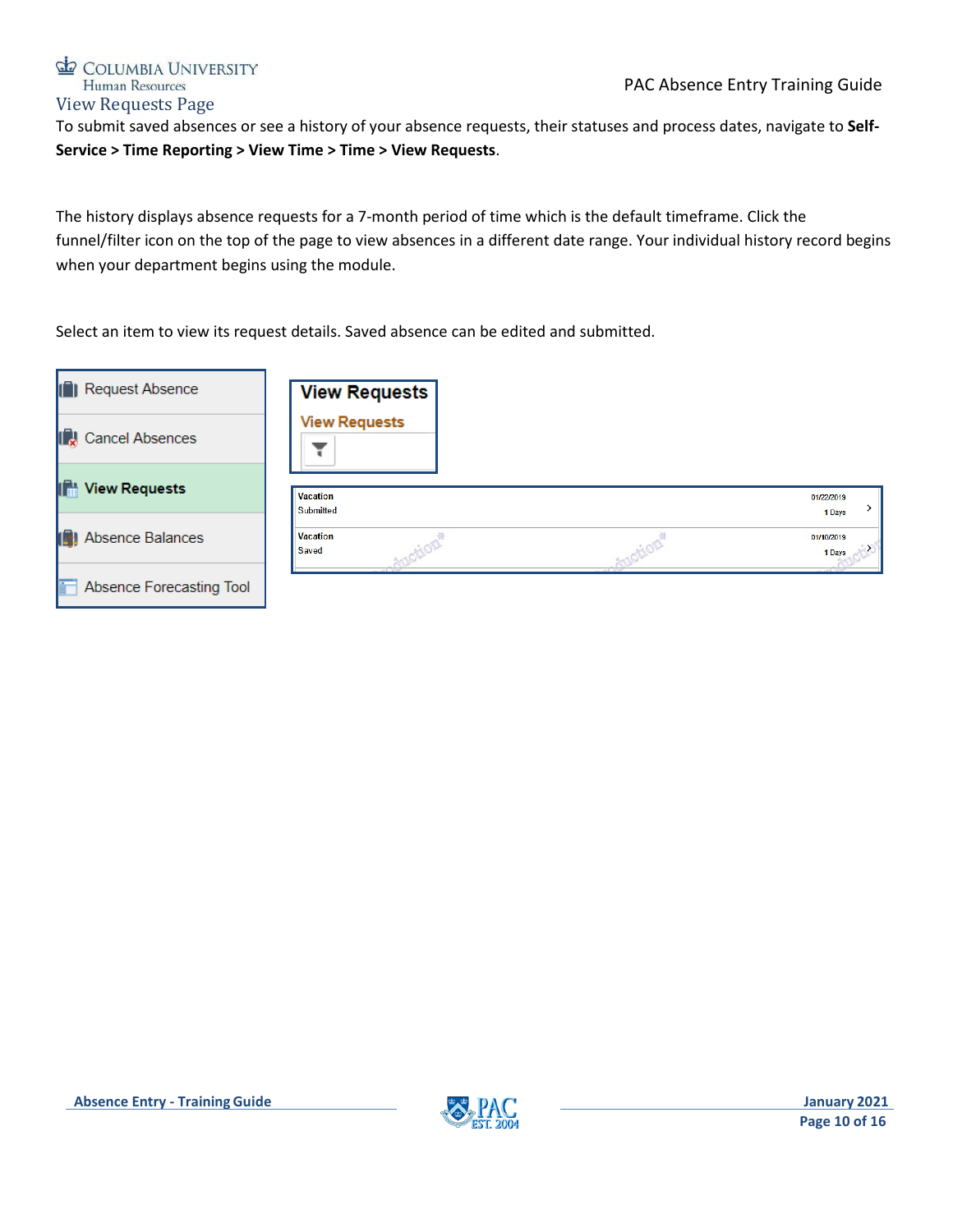## View Requests Page

To submit saved absences or see a history of your absence requests, their statuses and process dates, navigate to **Self-Service > Time Reporting > View Time > Time > View Requests**.

The history displays absence requests for a 7-month period of time which is the default timeframe. Click the funnel/filter icon on the top of the page to view absences in a different date range. Your individual history record begins when your department begins using the module.

Select an item to view its request details. Saved absence can be edited and submitted.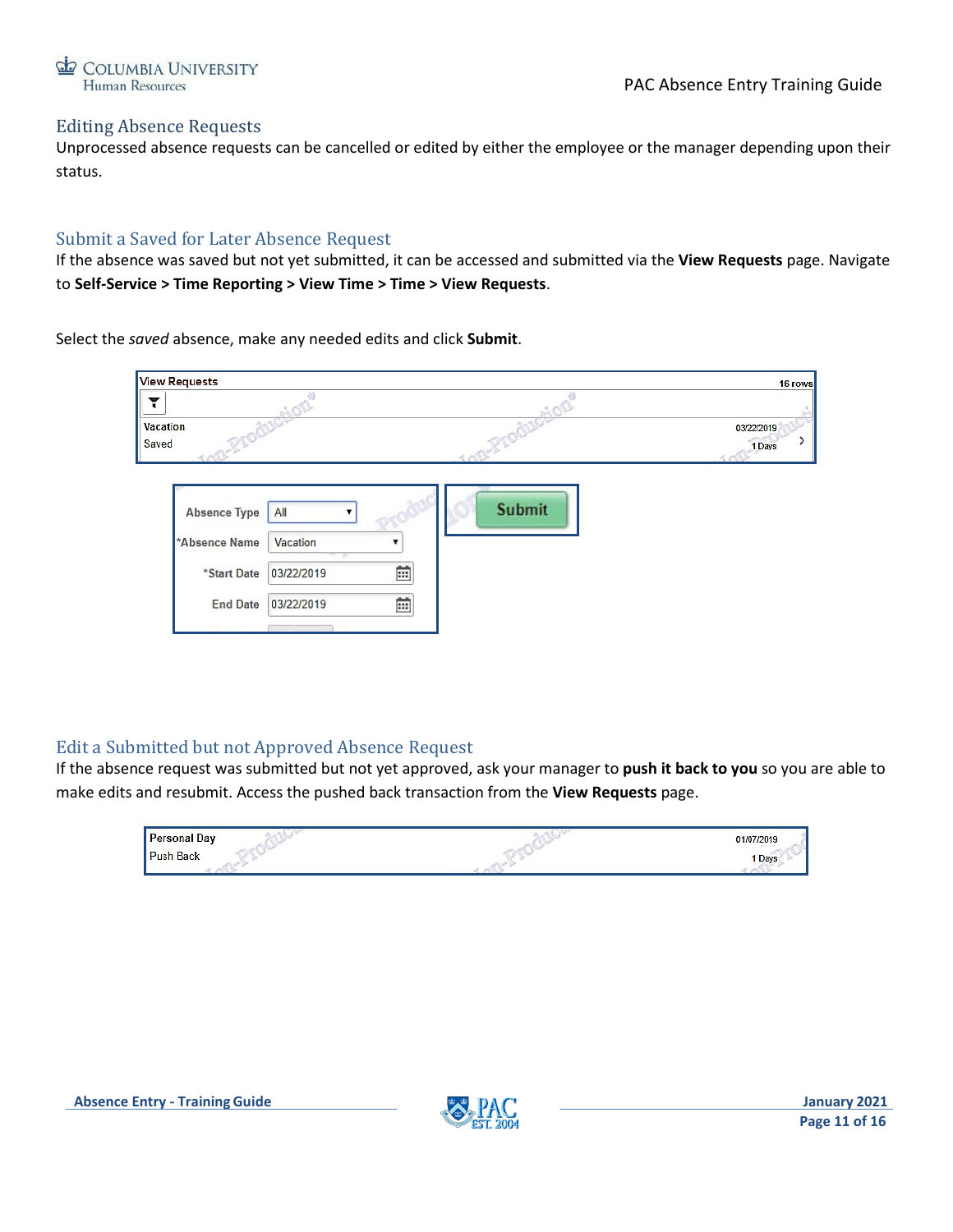## Editing Absence Requests

Unprocessed absence requests can be cancelled or edited by either the employee or the manager depending upon their status.

### Submit a Saved for Later Absence Request

If the absence was saved but not yet submitted, it can be accessed and submitted via the **View Requests** page. Navigate to **Self-Service > Time Reporting > View Time > Time > View Requests**.

Select the *saved* absence, make any needed edits and click **Submit**.

### Edit a Submitted but not Approved Absence Request

If the absence request was submitted but not yet approved, ask your manager to **push it back to you** so you are able to make edits and resubmit. Access the pushed back transaction from the **View Requests** page.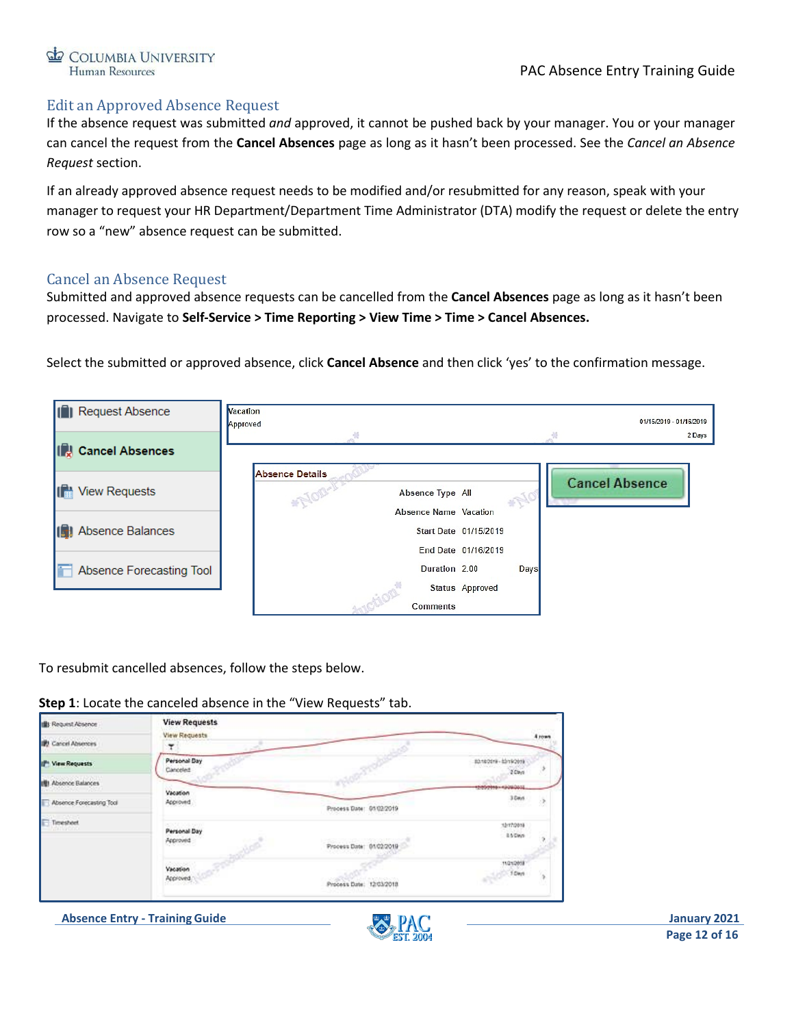## Edit an Approved Absence Request

If the absence request was submitted *and* approved, it cannot be pushed back by your manager. You or your manager can cancel the request from the **Cancel Absences** page as long as it hasn't been processed. See the *Cancel an Absence Request* section.

If an already approved absence request needs to be modified and/or resubmitted for any reason, speak with your manager to request your HR Department/Department Time Administrator (DTA) modify the request or delete the entry row so a "new" absence request can be submitted.

## Cancel an Absence Request

Submitted and approved absence requests can be cancelled from the **Cancel Absences** page as long as it hasn't been processed. Navigate to **Self-Service > Time Reporting > View Time > Time > Cancel Absences.**

Select the submitted or approved absence, click **Cancel Absence** and then click 'yes' to the confirmation message.

To resubmit cancelled absences, follow the steps below.

**Step 1**: Locate the canceled absence in the "View Requests" tab.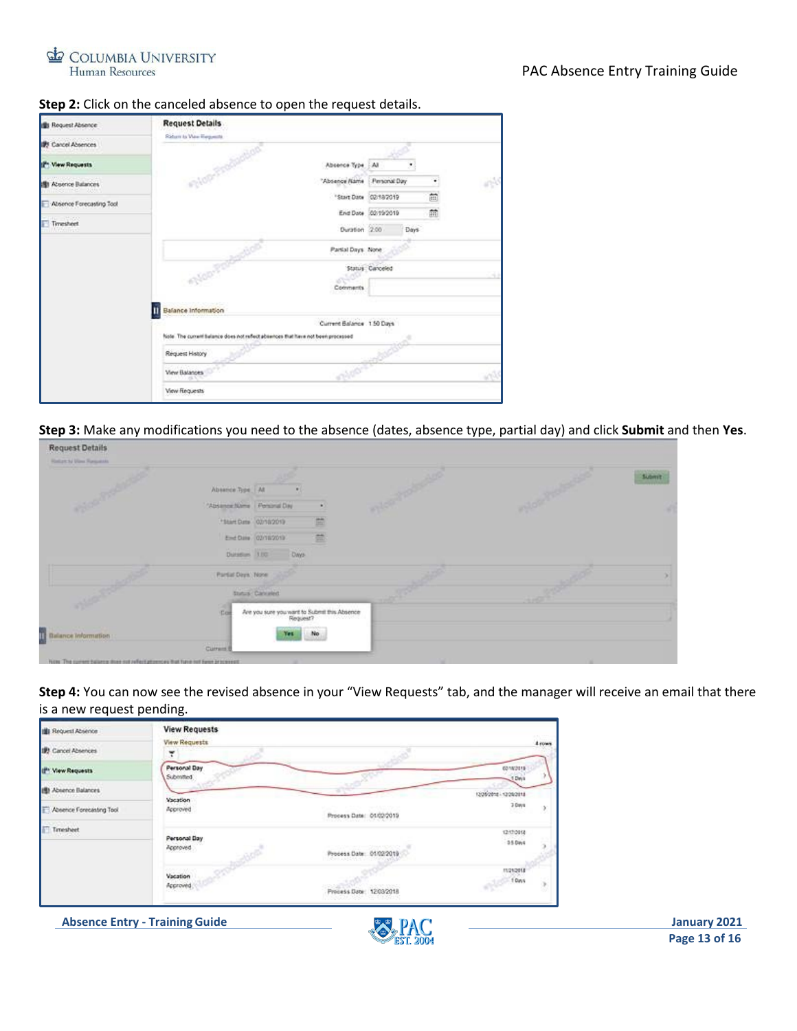**Step 2:** Click on the canceled absence to open the request details.

**Step 3:** Make any modifications you need to the absence (dates, absence type, partial day) and click **Submit** and then **Yes**.

**Step 4:** You can now see the revised absence in your "View Requests" tab, and the manager will receive an email that there is a new request pending.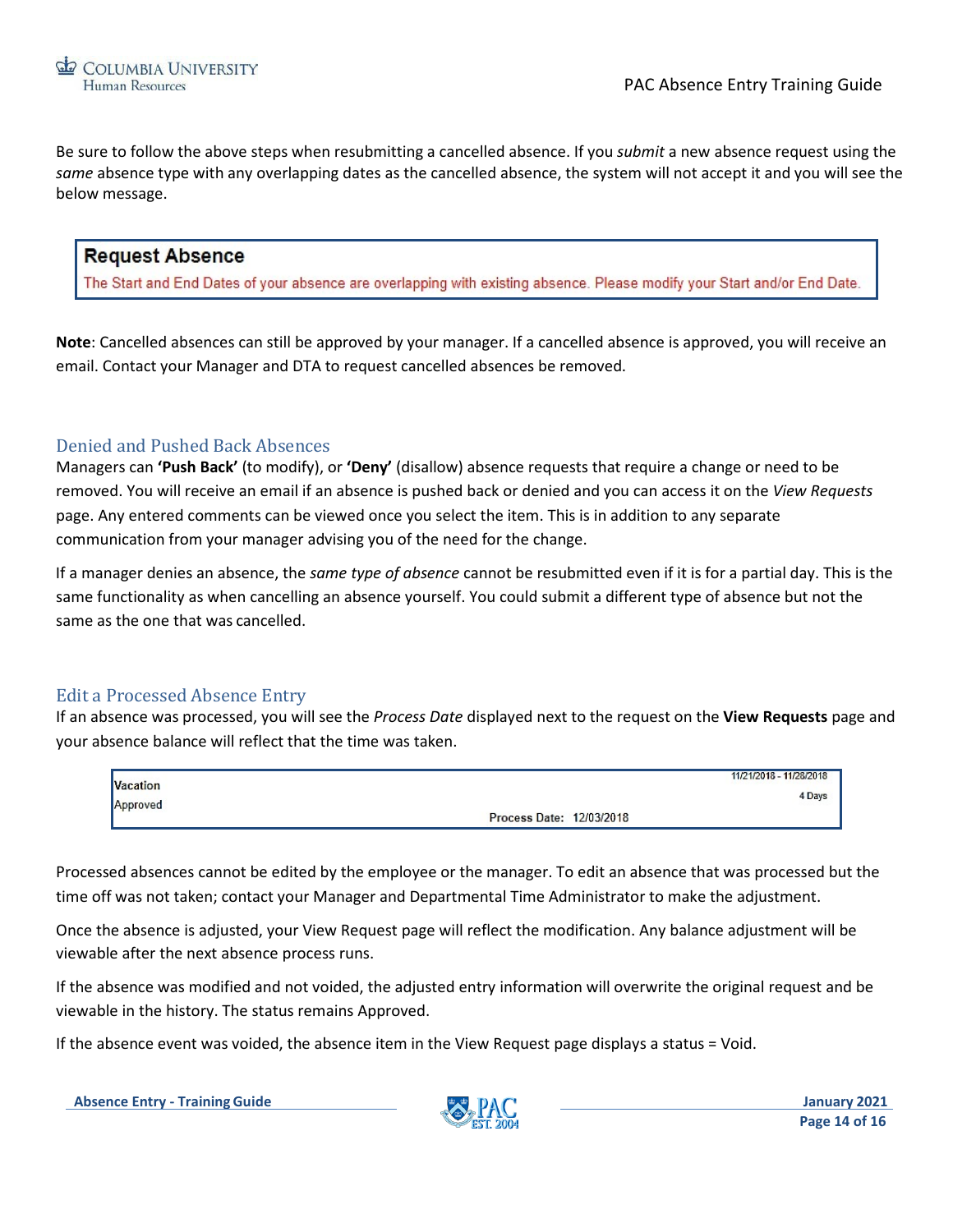Be sure to follow the above steps when resubmitting a cancelled absence. If you *submit* a new absence request using the *same* absence type with any overlapping dates as the cancelled absence, the system will not accept it and you will see the below message.

> **Request Absence**
> The Start and End Dates of your absence are overlapping with existing absence. Please modify your Start and/or End Date.

**Note**: Cancelled absences can still be approved by your manager. If a cancelled absence is approved, you will receive an email. Contact your Manager and DTA to request cancelled absences be removed.

## Denied and Pushed Back Absences

Managers can **'Push Back'** (to modify), or **'Deny'** (disallow) absence requests that require a change or need to be removed. You will receive an email if an absence is pushed back or denied and you can access it on the *View Requests* page. Any entered comments can be viewed once you select the item. This is in addition to any separate communication from your manager advising you of the need for the change.

If a manager denies an absence, the *same type of absence* cannot be resubmitted even if it is for a partial day. This is the same functionality as when cancelling an absence yourself. You could submit a different type of absence but not the same as the one that was cancelled.

## Edit a Processed Absence Entry

If an absence was processed, you will see the *Process Date* displayed next to the request on the **View Requests** page and your absence balance will reflect that the time was taken.

| Vacation | | 11/21/2018 - 11/28/2018 |
|---|---|---|
| Approved | | 4 Days |
| | Process Date: 12/03/2018 | |

Processed absences cannot be edited by the employee or the manager. To edit an absence that was processed but the time off was not taken; contact your Manager and Departmental Time Administrator to make the adjustment.

Once the absence is adjusted, your View Request page will reflect the modification. Any balance adjustment will be viewable after the next absence process runs.

If the absence was modified and not voided, the adjusted entry information will overwrite the original request and be viewable in the history. The status remains Approved.

If the absence event was voided, the absence item in the View Request page displays a status = Void.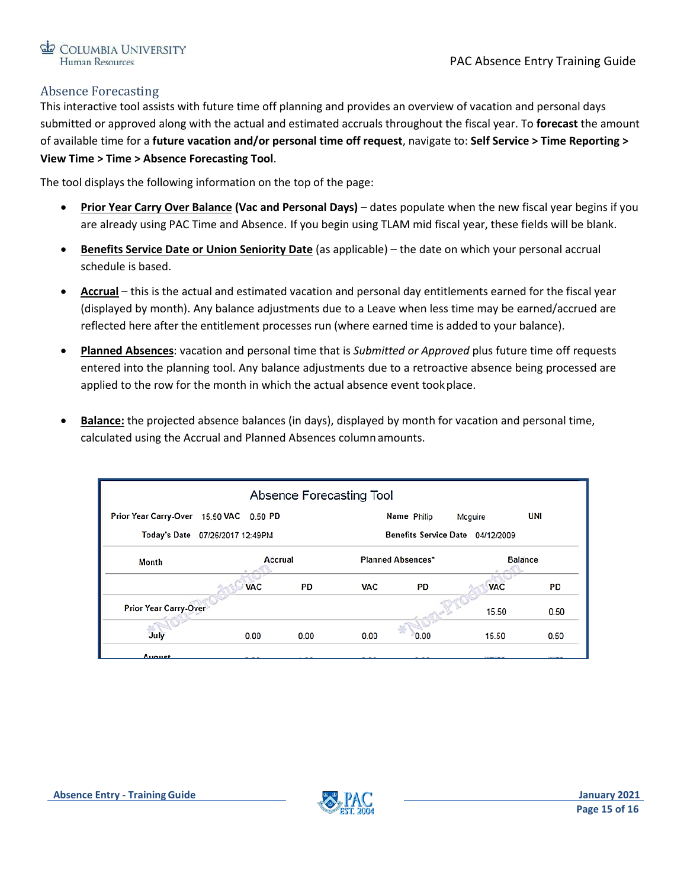## Absence Forecasting

This interactive tool assists with future time off planning and provides an overview of vacation and personal days submitted or approved along with the actual and estimated accruals throughout the fiscal year. To **forecast** the amount of available time for a **future vacation and/or personal time off request**, navigate to: **Self Service > Time Reporting > View Time > Time > Absence Forecasting Tool**.

The tool displays the following information on the top of the page:

- **Prior Year Carry Over Balance (Vac and Personal Days)** – dates populate when the new fiscal year begins if you are already using PAC Time and Absence. If you begin using TLAM mid fiscal year, these fields will be blank.
- **Benefits Service Date or Union Seniority Date** (as applicable) – the date on which your personal accrual schedule is based.
- **Accrual** – this is the actual and estimated vacation and personal day entitlements earned for the fiscal year (displayed by month). Any balance adjustments due to a Leave when less time may be earned/accrued are reflected here after the entitlement processes run (where earned time is added to your balance).
- **Planned Absences**: vacation and personal time that is *Submitted or Approved* plus future time off requests entered into the planning tool. Any balance adjustments due to a retroactive absence being processed are applied to the row for the month in which the actual absence event took place.
- **Balance:** the projected absence balances (in days), displayed by month for vacation and personal time, calculated using the Accrual and Planned Absences column amounts.

**Absence Forecasting Tool**

Prior Year Carry-Over 15.50 VAC 0.50 PD — Name Philip Mcguire — UNI

Today's Date 07/26/2017 12:49PM — Benefits Service Date 04/12/2009

| Month | Accrual | | Planned Absences* | | Balance | |
|---|---|---|---|---|---|---|
| | VAC | PD | VAC | PD | VAC | PD |
| Prior Year Carry-Over | | | | | 15.50 | 0.50 |
| July | 0.00 | 0.00 | 0.00 | 0.00 | 15.50 | 0.50 |
| August | | | | | | |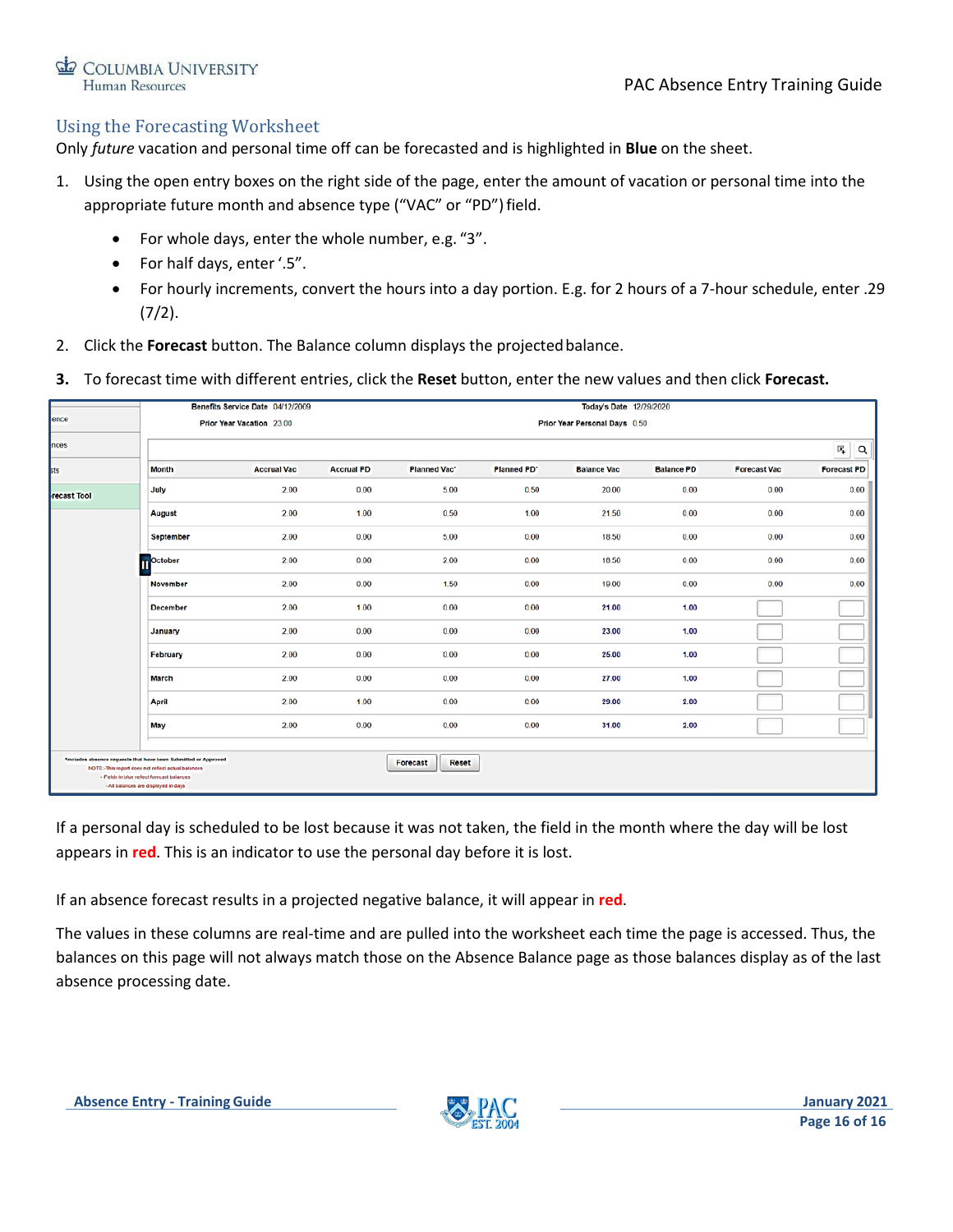## Using the Forecasting Worksheet

Only *future* vacation and personal time off can be forecasted and is highlighted in **Blue** on the sheet.

1. Using the open entry boxes on the right side of the page, enter the amount of vacation or personal time into the appropriate future month and absence type ("VAC" or "PD") field.
   - For whole days, enter the whole number, e.g. "3".
   - For half days, enter '.5".
   - For hourly increments, convert the hours into a day portion. E.g. for 2 hours of a 7-hour schedule, enter .29 (7/2).
2. Click the **Forecast** button. The Balance column displays the projected balance.
3. To forecast time with different entries, click the **Reset** button, enter the new values and then click **Forecast.**

Benefits Service Date 04/12/2009  Today's Date 12/29/2020

Prior Year Vacation 23.00  Prior Year Personal Days 0.50

| Month | Accrual Vac | Accrual PD | Planned Vac* | Planned PD* | Balance Vac | Balance PD | Forecast Vac | Forecast PD |
|---|---|---|---|---|---|---|---|---|
| July | 2.00 | 0.00 | 5.00 | 0.50 | 20.00 | 0.00 | 0.00 | 0.00 |
| August | 2.00 | 1.00 | 0.50 | 1.00 | 21.50 | 0.00 | 0.00 | 0.00 |
| September | 2.00 | 0.00 | 5.00 | 0.00 | 18.50 | 0.00 | 0.00 | 0.00 |
| October | 2.00 | 0.00 | 2.00 | 0.00 | 18.50 | 0.00 | 0.00 | 0.00 |
| November | 2.00 | 0.00 | 1.50 | 0.00 | 19.00 | 0.00 | 0.00 | 0.00 |
| December | 2.00 | 1.00 | 0.00 | 0.00 | 21.00 | 1.00 | | |
| January | 2.00 | 0.00 | 0.00 | 0.00 | 23.00 | 1.00 | | |
| February | 2.00 | 0.00 | 0.00 | 0.00 | 25.00 | 1.00 | | |
| March | 2.00 | 0.00 | 0.00 | 0.00 | 27.00 | 1.00 | | |
| April | 2.00 | 1.00 | 0.00 | 0.00 | 29.00 | 2.00 | | |
| May | 2.00 | 0.00 | 0.00 | 0.00 | 31.00 | 2.00 | | |

*Includes absence requests that have been Submitted or Approved
NOTE: -This report does not reflect actual balances
- Fields in blue reflect forecast balances
- All balances are displayed in days

Forecast  Reset

If a personal day is scheduled to be lost because it was not taken, the field in the month where the day will be lost appears in **red**. This is an indicator to use the personal day before it is lost.

If an absence forecast results in a projected negative balance, it will appear in **red**.

The values in these columns are real-time and are pulled into the worksheet each time the page is accessed. Thus, the balances on this page will not always match those on the Absence Balance page as those balances display as of the last absence processing date.